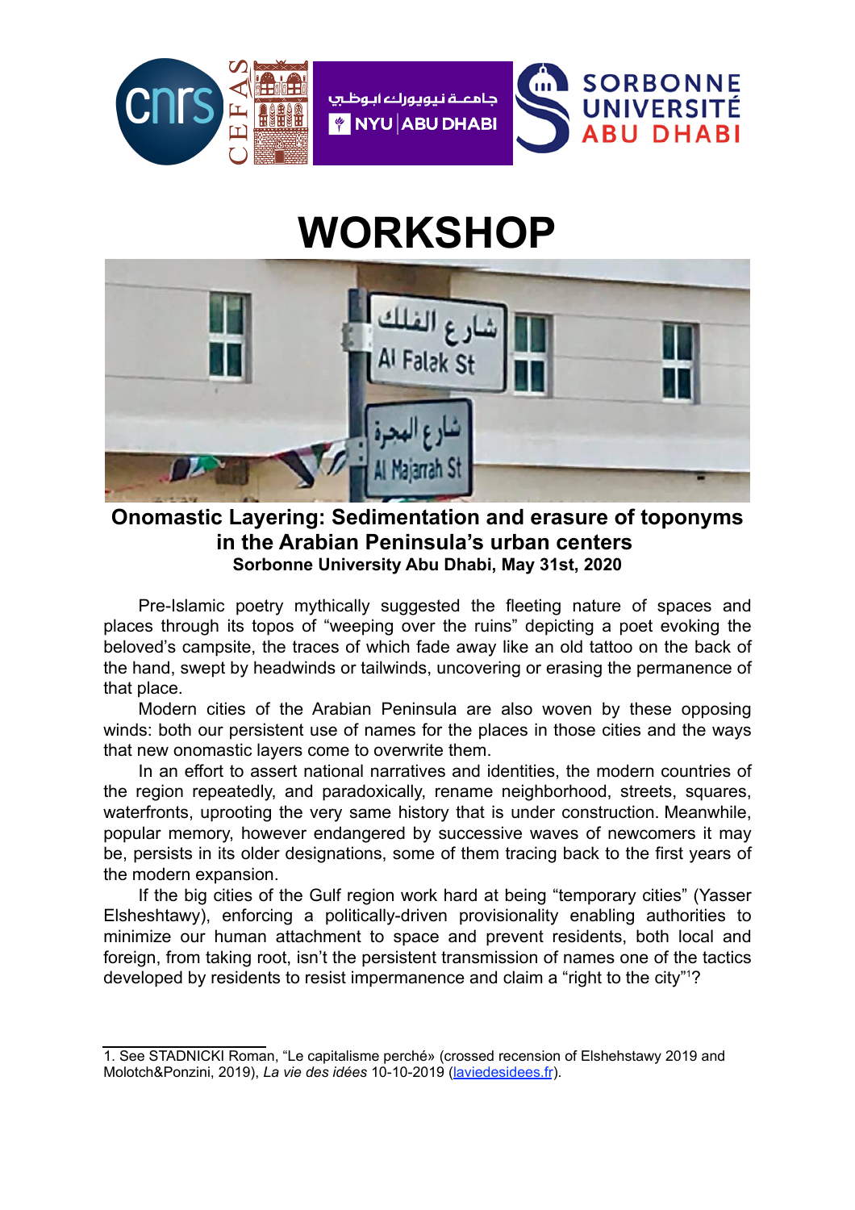# WORKSHOP

## Onomastic Layering: Sedimentation and erasure of toponyms in the Arabian Peninsula's urban centers

**Sorbonne University Abu Dhabi, May 31st, 2020**

Pre-Islamic poetry mythically suggested the fleeting nature of spaces and places through its topos of "weeping over the ruins" depicting a poet evoking the beloved's campsite, the traces of which fade away like an old tattoo on the back of the hand, swept by headwinds or tailwinds, uncovering or erasing the permanence of that place.

Modern cities of the Arabian Peninsula are also woven by these opposing winds: both our persistent use of names for the places in those cities and the ways that new onomastic layers come to overwrite them.

In an effort to assert national narratives and identities, the modern countries of the region repeatedly, and paradoxically, rename neighborhood, streets, squares, waterfronts, uprooting the very same history that is under construction. Meanwhile, popular memory, however endangered by successive waves of newcomers it may be, persists in its older designations, some of them tracing back to the first years of the modern expansion.

If the big cities of the Gulf region work hard at being "temporary cities" (Yasser Elsheshtawy), enforcing a politically-driven provisionality enabling authorities to minimize our human attachment to space and prevent residents, both local and foreign, from taking root, isn't the persistent transmission of names one of the tactics developed by residents to resist impermanence and claim a "right to the city"[1]?

---

1. See STADNICKI Roman, "Le capitalisme perché» (crossed recension of Elshehstawy 2019 and Molotch&Ponzini, 2019), *La vie des idées* 10-10-2019 (laviedesidees.fr).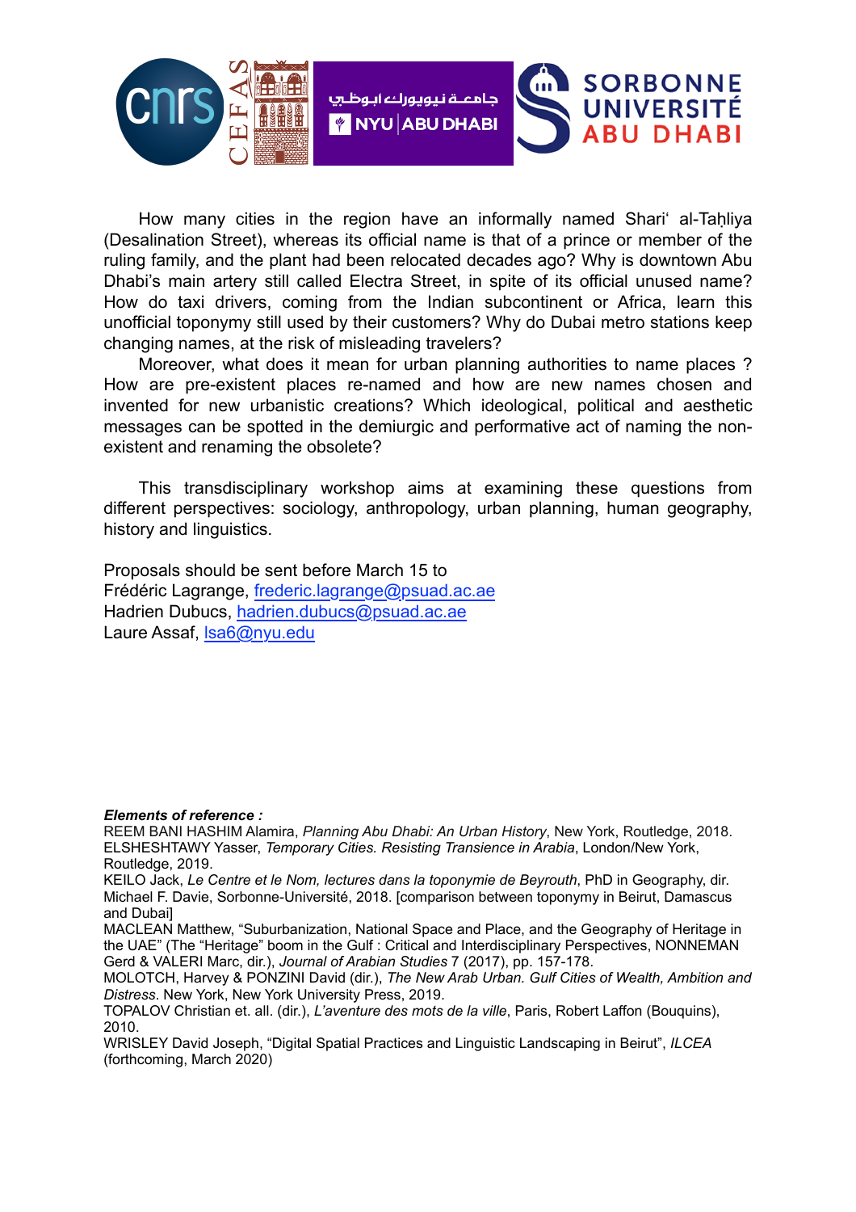How many cities in the region have an informally named Shari' al-Taḥliya (Desalination Street), whereas its official name is that of a prince or member of the ruling family, and the plant had been relocated decades ago? Why is downtown Abu Dhabi's main artery still called Electra Street, in spite of its official unused name? How do taxi drivers, coming from the Indian subcontinent or Africa, learn this unofficial toponymy still used by their customers? Why do Dubai metro stations keep changing names, at the risk of misleading travelers?

Moreover, what does it mean for urban planning authorities to name places ? How are pre-existent places re-named and how are new names chosen and invented for new urbanistic creations? Which ideological, political and aesthetic messages can be spotted in the demiurgic and performative act of naming the non-existent and renaming the obsolete?

This transdisciplinary workshop aims at examining these questions from different perspectives: sociology, anthropology, urban planning, human geography, history and linguistics.

Proposals should be sent before March 15 to
Frédéric Lagrange, frederic.lagrange@psuad.ac.ae
Hadrien Dubucs, hadrien.dubucs@psuad.ac.ae
Laure Assaf, lsa6@nyu.edu

***Elements of reference :***

REEM BANI HASHIM Alamira, *Planning Abu Dhabi: An Urban History*, New York, Routledge, 2018.
ELSHESHTAWY Yasser, *Temporary Cities. Resisting Transience in Arabia*, London/New York, Routledge, 2019.
KEILO Jack, *Le Centre et le Nom, lectures dans la toponymie de Beyrouth*, PhD in Geography, dir. Michael F. Davie, Sorbonne-Université, 2018. [comparison between toponymy in Beirut, Damascus and Dubai]
MACLEAN Matthew, "Suburbanization, National Space and Place, and the Geography of Heritage in the UAE" (The "Heritage" boom in the Gulf : Critical and Interdisciplinary Perspectives, NONNEMAN Gerd & VALERI Marc, dir.), *Journal of Arabian Studies* 7 (2017), pp. 157-178.
MOLOTCH, Harvey & PONZINI David (dir.), *The New Arab Urban. Gulf Cities of Wealth, Ambition and Distress*. New York, New York University Press, 2019.
TOPALOV Christian et. all. (dir.), *L'aventure des mots de la ville*, Paris, Robert Laffon (Bouquins), 2010.
WRISLEY David Joseph, "Digital Spatial Practices and Linguistic Landscaping in Beirut", *ILCEA* (forthcoming, March 2020)